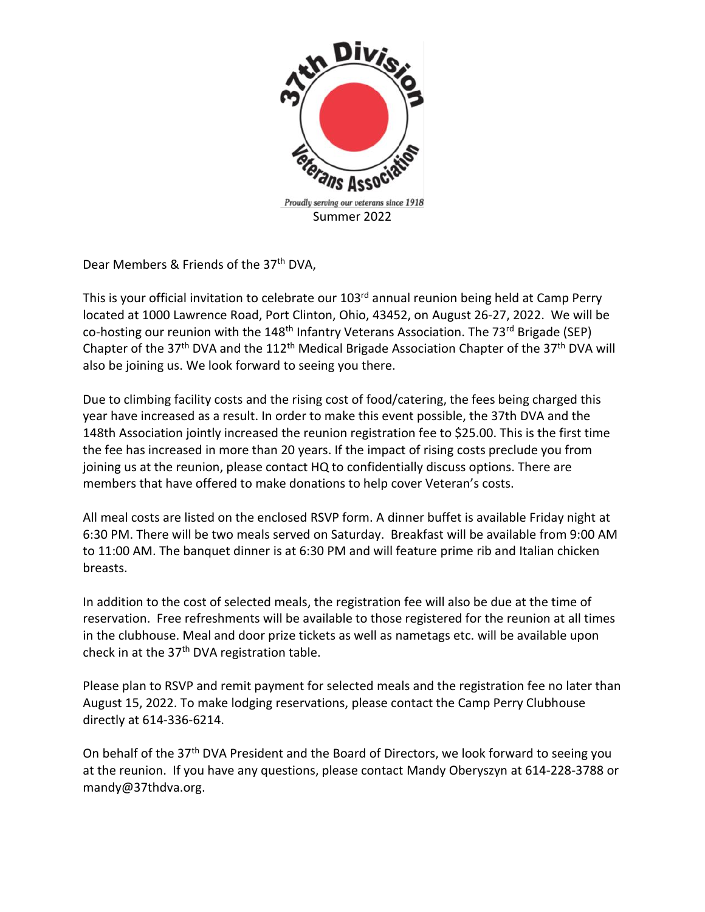37th Division Veterans Association

*Proudly serving our veterans since 1918*

Summer 2022

Dear Members & Friends of the 37th DVA,

This is your official invitation to celebrate our 103rd annual reunion being held at Camp Perry located at 1000 Lawrence Road, Port Clinton, Ohio, 43452, on August 26-27, 2022. We will be co-hosting our reunion with the 148th Infantry Veterans Association. The 73rd Brigade (SEP) Chapter of the 37th DVA and the 112th Medical Brigade Association Chapter of the 37th DVA will also be joining us. We look forward to seeing you there.

Due to climbing facility costs and the rising cost of food/catering, the fees being charged this year have increased as a result. In order to make this event possible, the 37th DVA and the 148th Association jointly increased the reunion registration fee to $25.00. This is the first time the fee has increased in more than 20 years. If the impact of rising costs preclude you from joining us at the reunion, please contact HQ to confidentially discuss options. There are members that have offered to make donations to help cover Veteran's costs.

All meal costs are listed on the enclosed RSVP form. A dinner buffet is available Friday night at 6:30 PM. There will be two meals served on Saturday. Breakfast will be available from 9:00 AM to 11:00 AM. The banquet dinner is at 6:30 PM and will feature prime rib and Italian chicken breasts.

In addition to the cost of selected meals, the registration fee will also be due at the time of reservation. Free refreshments will be available to those registered for the reunion at all times in the clubhouse. Meal and door prize tickets as well as nametags etc. will be available upon check in at the 37th DVA registration table.

Please plan to RSVP and remit payment for selected meals and the registration fee no later than August 15, 2022. To make lodging reservations, please contact the Camp Perry Clubhouse directly at 614-336-6214.

On behalf of the 37th DVA President and the Board of Directors, we look forward to seeing you at the reunion. If you have any questions, please contact Mandy Oberyszyn at 614-228-3788 or mandy@37thdva.org.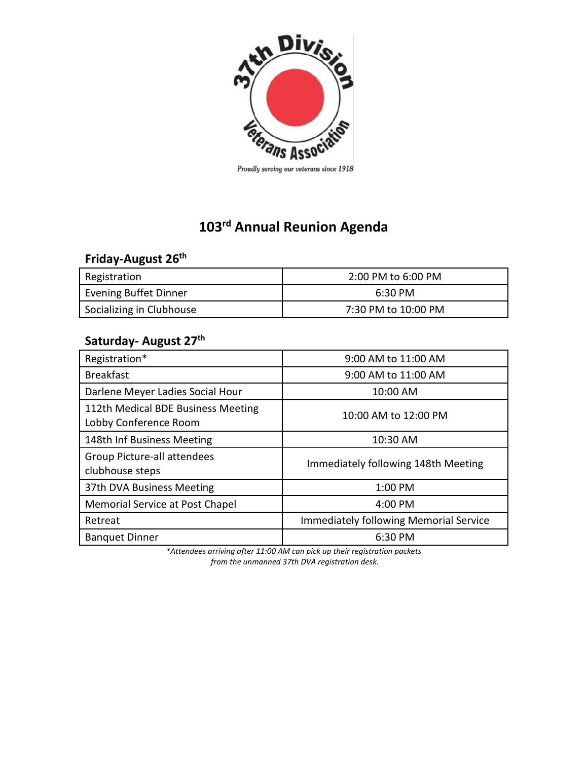# 103rd Annual Reunion Agenda

## Friday-August 26th

| Registration | 2:00 PM to 6:00 PM |
|---|---|
| Evening Buffet Dinner | 6:30 PM |
| Socializing in Clubhouse | 7:30 PM to 10:00 PM |

## Saturday- August 27th

| Registration* | 9:00 AM to 11:00 AM |
|---|---|
| Breakfast | 9:00 AM to 11:00 AM |
| Darlene Meyer Ladies Social Hour | 10:00 AM |
| 112th Medical BDE Business Meeting Lobby Conference Room | 10:00 AM to 12:00 PM |
| 148th Inf Business Meeting | 10:30 AM |
| Group Picture-all attendees clubhouse steps | Immediately following 148th Meeting |
| 37th DVA Business Meeting | 1:00 PM |
| Memorial Service at Post Chapel | 4:00 PM |
| Retreat | Immediately following Memorial Service |
| Banquet Dinner | 6:30 PM |

*\*Attendees arriving after 11:00 AM can pick up their registration packets from the unmanned 37th DVA registration desk.*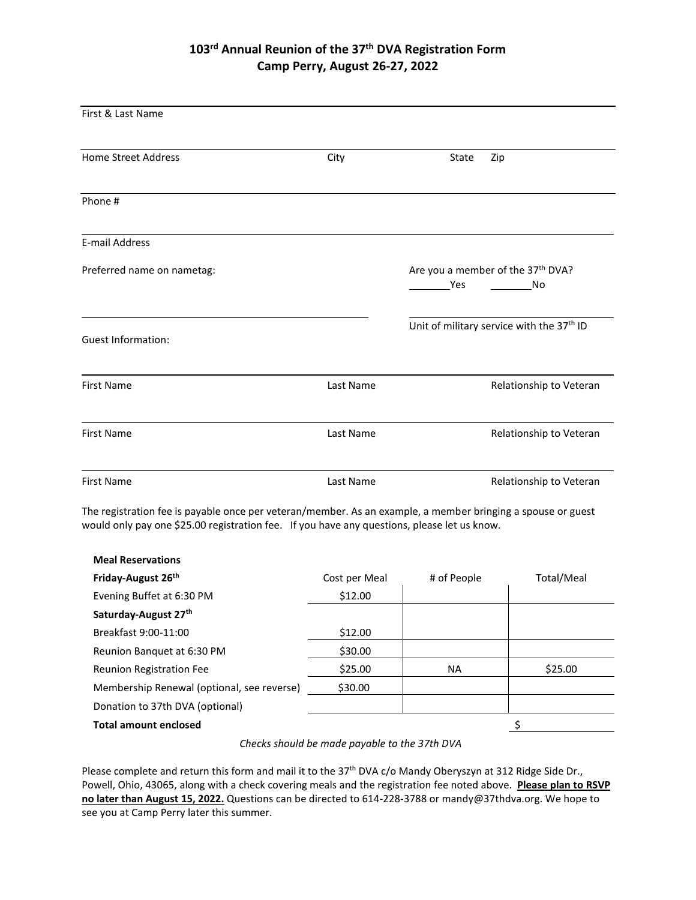# 103rd Annual Reunion of the 37th DVA Registration Form
## Camp Perry, August 26-27, 2022

First & Last Name

Home Street Address | City | State | Zip

Phone #

E-mail Address

Preferred name on nametag:

Are you a member of the 37th DVA?
________Yes ________No

Unit of military service with the 37th ID

Guest Information:

| First Name | Last Name | Relationship to Veteran |
|---|---|---|
| First Name | Last Name | Relationship to Veteran |
| First Name | Last Name | Relationship to Veteran |

The registration fee is payable once per veteran/member. As an example, a member bringing a spouse or guest would only pay one $25.00 registration fee. If you have any questions, please let us know.

**Meal Reservations**

| **Friday-August 26th** | Cost per Meal | # of People | Total/Meal |
|---|---|---|---|
| Evening Buffet at 6:30 PM | $12.00 | | |
| **Saturday-August 27th** | | | |
| Breakfast 9:00-11:00 | $12.00 | | |
| Reunion Banquet at 6:30 PM | $30.00 | | |
| Reunion Registration Fee | $25.00 | NA | $25.00 |
| Membership Renewal (optional, see reverse) | $30.00 | | |
| Donation to 37th DVA (optional) | | | |
| **Total amount enclosed** | | | $ |

*Checks should be made payable to the 37th DVA*

Please complete and return this form and mail it to the 37th DVA c/o Mandy Oberyszyn at 312 Ridge Side Dr., Powell, Ohio, 43065, along with a check covering meals and the registration fee noted above. **Please plan to RSVP no later than August 15, 2022.** Questions can be directed to 614-228-3788 or mandy@37thdva.org. We hope to see you at Camp Perry later this summer.